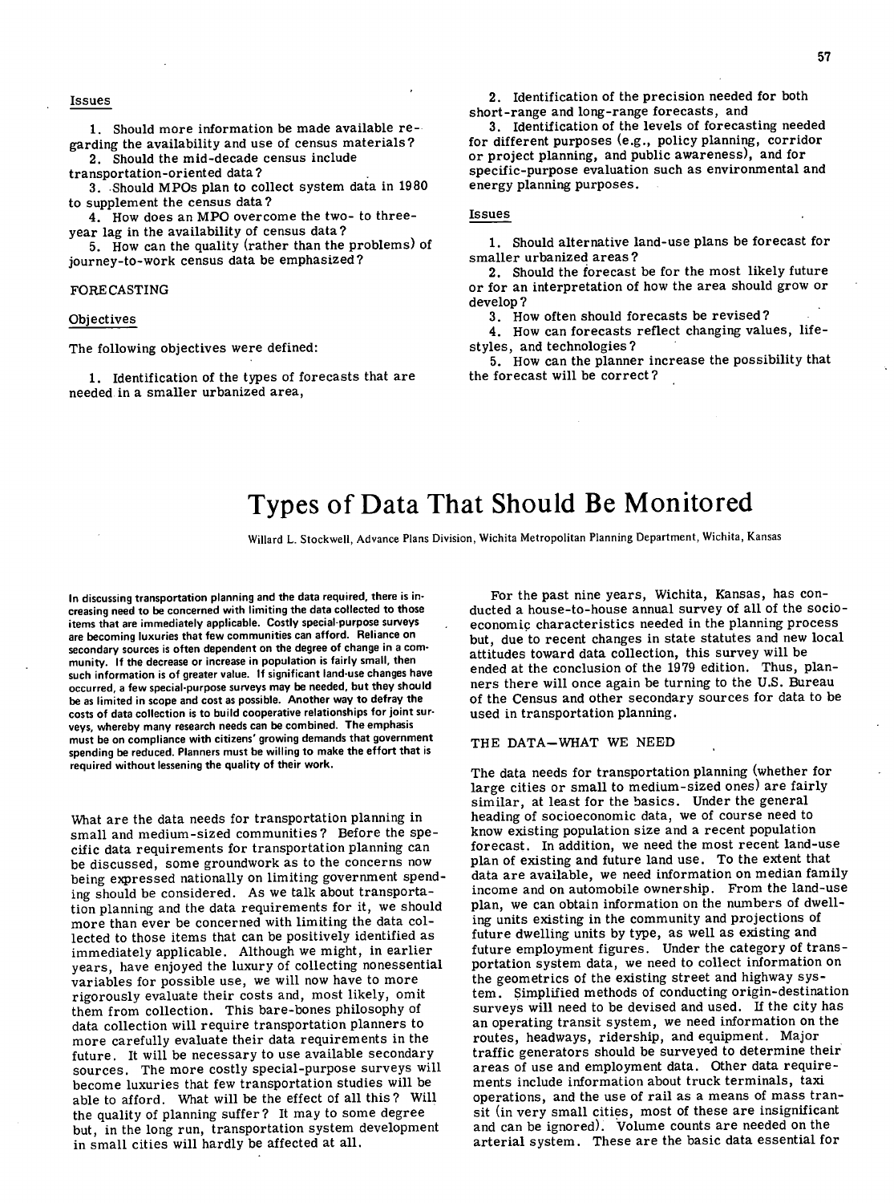Issues

1. Should more information be made available regarding the availability and use of census materials?
2. Should the mid-decade census include transportation-oriented data?
3. Should MPOs plan to collect system data in 1980 to supplement the census data?
4. How does an MPO overcome the two- to three-year lag in the availability of census data?
5. How can the quality (rather than the problems) of journey-to-work census data be emphasized?

FORECASTING

Objectives

The following objectives were defined:

1. Identification of the types of forecasts that are needed in a smaller urbanized area,
2. Identification of the precision needed for both short-range and long-range forecasts, and
3. Identification of the levels of forecasting needed for different purposes (e.g., policy planning, corridor or project planning, and public awareness), and for specific-purpose evaluation such as environmental and energy planning purposes.

Issues

1. Should alternative land-use plans be forecast for smaller urbanized areas?
2. Should the forecast be for the most likely future or for an interpretation of how the area should grow or develop?
3. How often should forecasts be revised?
4. How can forecasts reflect changing values, life-styles, and technologies?
5. How can the planner increase the possibility that the forecast will be correct?

# Types of Data That Should Be Monitored

Willard L. Stockwell, Advance Plans Division, Wichita Metropolitan Planning Department, Wichita, Kansas

**In discussing transportation planning and the data required, there is increasing need to be concerned with limiting the data collected to those items that are immediately applicable. Costly special-purpose surveys are becoming luxuries that few communities can afford. Reliance on secondary sources is often dependent on the degree of change in a community. If the decrease or increase in population is fairly small, then such information is of greater value. If significant land-use changes have occurred, a few special-purpose surveys may be needed, but they should be as limited in scope and cost as possible. Another way to defray the costs of data collection is to build cooperative relationships for joint surveys, whereby many research needs can be combined. The emphasis must be on compliance with citizens' growing demands that government spending be reduced. Planners must be willing to make the effort that is required without lessening the quality of their work.**

What are the data needs for transportation planning in small and medium-sized communities? Before the specific data requirements for transportation planning can be discussed, some groundwork as to the concerns now being expressed nationally on limiting government spending should be considered. As we talk about transportation planning and the data requirements for it, we should more than ever be concerned with limiting the data collected to those items that can be positively identified as immediately applicable. Although we might, in earlier years, have enjoyed the luxury of collecting nonessential variables for possible use, we will now have to more rigorously evaluate their costs and, most likely, omit them from collection. This bare-bones philosophy of data collection will require transportation planners to more carefully evaluate their data requirements in the future. It will be necessary to use available secondary sources. The more costly special-purpose surveys will become luxuries that few transportation studies will be able to afford. What will be the effect of all this? Will the quality of planning suffer? It may to some degree but, in the long run, transportation system development in small cities will hardly be affected at all.

For the past nine years, Wichita, Kansas, has conducted a house-to-house annual survey of all of the socioeconomic characteristics needed in the planning process but, due to recent changes in state statutes and new local attitudes toward data collection, this survey will be ended at the conclusion of the 1979 edition. Thus, planners there will once again be turning to the U.S. Bureau of the Census and other secondary sources for data to be used in transportation planning.

THE DATA—WHAT WE NEED

The data needs for transportation planning (whether for large cities or small to medium-sized ones) are fairly similar, at least for the basics. Under the general heading of socioeconomic data, we of course need to know existing population size and a recent population forecast. In addition, we need the most recent land-use plan of existing and future land use. To the extent that data are available, we need information on median family income and on automobile ownership. From the land-use plan, we can obtain information on the numbers of dwelling units existing in the community and projections of future dwelling units by type, as well as existing and future employment figures. Under the category of transportation system data, we need to collect information on the geometrics of the existing street and highway system. Simplified methods of conducting origin-destination surveys will need to be devised and used. If the city has an operating transit system, we need information on the routes, headways, ridership, and equipment. Major traffic generators should be surveyed to determine their areas of use and employment data. Other data requirements include information about truck terminals, taxi operations, and the use of rail as a means of mass transit (in very small cities, most of these are insignificant and can be ignored). Volume counts are needed on the arterial system. These are the basic data essential for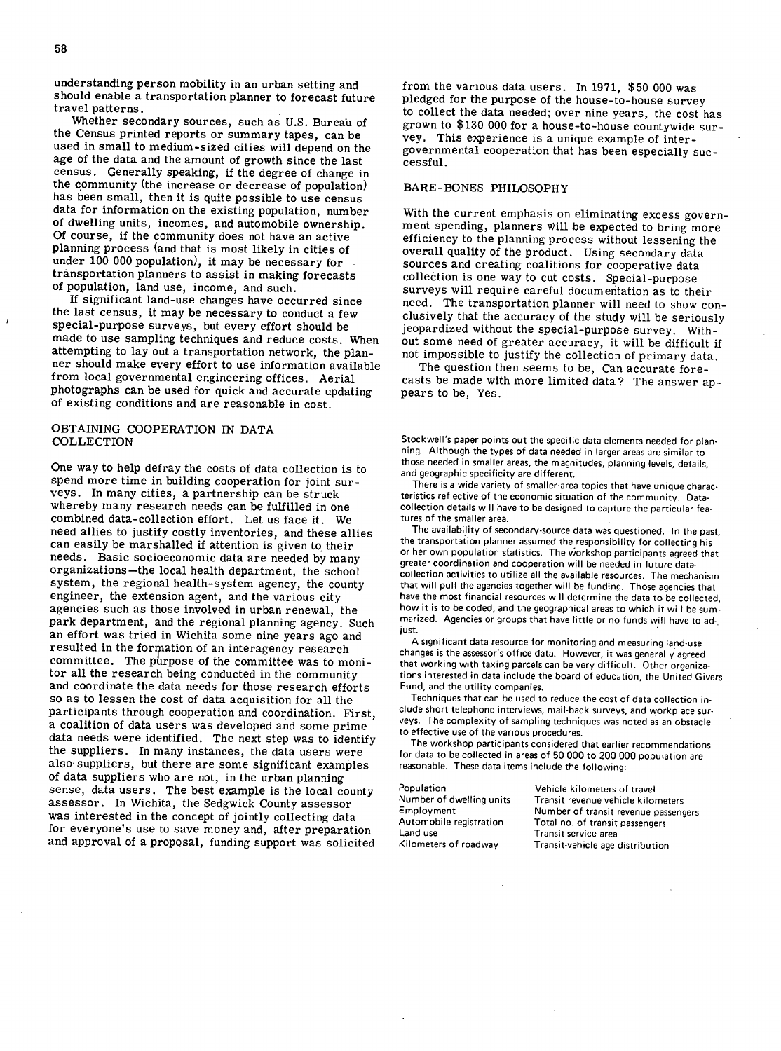understanding person mobility in an urban setting and should enable a transportation planner to forecast future travel patterns.

Whether secondary sources, such as U.S. Bureau of the Census printed reports or summary tapes, can be used in small to medium-sized cities will depend on the age of the data and the amount of growth since the last census. Generally speaking, if the degree of change in the community (the increase or decrease of population) has been small, then it is quite possible to use census data for information on the existing population, number of dwelling units, incomes, and automobile ownership. Of course, if the community does not have an active planning process (and that is most likely in cities of under 100 000 population), it may be necessary for transportation planners to assist in making forecasts of population, land use, income, and such.

If significant land-use changes have occurred since the last census, it may be necessary to conduct a few special-purpose surveys, but every effort should be made to use sampling techniques and reduce costs. When attempting to lay out a transportation network, the planner should make every effort to use information available from local governmental engineering offices. Aerial photographs can be used for quick and accurate updating of existing conditions and are reasonable in cost.

## OBTAINING COOPERATION IN DATA COLLECTION

One way to help defray the costs of data collection is to spend more time in building cooperation for joint surveys. In many cities, a partnership can be struck whereby many research needs can be fulfilled in one combined data-collection effort. Let us face it. We need allies to justify costly inventories, and these allies can easily be marshalled if attention is given to their needs. Basic socioeconomic data are needed by many organizations—the local health department, the school system, the regional health-system agency, the county engineer, the extension agent, and the various city agencies such as those involved in urban renewal, the park department, and the regional planning agency. Such an effort was tried in Wichita some nine years ago and resulted in the formation of an interagency research committee. The purpose of the committee was to monitor all the research being conducted in the community and coordinate the data needs for those research efforts so as to lessen the cost of data acquisition for all the participants through cooperation and coordination. First, a coalition of data users was developed and some prime data needs were identified. The next step was to identify the suppliers. In many instances, the data users were also suppliers, but there are some significant examples of data suppliers who are not, in the urban planning sense, data users. The best example is the local county assessor. In Wichita, the Sedgwick County assessor was interested in the concept of jointly collecting data for everyone's use to save money and, after preparation and approval of a proposal, funding support was solicited from the various data users. In 1971, $50 000 was pledged for the purpose of the house-to-house survey to collect the data needed; over nine years, the cost has grown to $130 000 for a house-to-house countywide survey. This experience is a unique example of intergovernmental cooperation that has been especially successful.

## BARE-BONES PHILOSOPHY

With the current emphasis on eliminating excess government spending, planners will be expected to bring more efficiency to the planning process without lessening the overall quality of the product. Using secondary data sources and creating coalitions for cooperative data collection is one way to cut costs. Special-purpose surveys will require careful documentation as to their need. The transportation planner will need to show conclusively that the accuracy of the study will be seriously jeopardized without the special-purpose survey. Without some need of greater accuracy, it will be difficult if not impossible to justify the collection of primary data.

The question then seems to be, Can accurate forecasts be made with more limited data? The answer appears to be, Yes.

Stockwell's paper points out the specific data elements needed for planning. Although the types of data needed in larger areas are similar to those needed in smaller areas, the magnitudes, planning levels, details, and geographic specificity are different.

There is a wide variety of smaller-area topics that have unique characteristics reflective of the economic situation of the community. Data-collection details will have to be designed to capture the particular features of the smaller area.

The availability of secondary-source data was questioned. In the past, the transportation planner assumed the responsibility for collecting his or her own population statistics. The workshop participants agreed that greater coordination and cooperation will be needed in future data-collection activities to utilize all the available resources. The mechanism that will pull the agencies together will be funding. Those agencies that have the most financial resources will determine the data to be collected, how it is to be coded, and the geographical areas to which it will be summarized. Agencies or groups that have little or no funds will have to adjust.

A significant data resource for monitoring and measuring land-use changes is the assessor's office data. However, it was generally agreed that working with taxing parcels can be very difficult. Other organizations interested in data include the board of education, the United Givers Fund, and the utility companies.

Techniques that can be used to reduce the cost of data collection include short telephone interviews, mail-back surveys, and workplace surveys. The complexity of sampling techniques was noted as an obstacle to effective use of the various procedures.

The workshop participants considered that earlier recommendations for data to be collected in areas of 50 000 to 200 000 population are reasonable. These data items include the following:

| | |
|---|---|
| Population | Vehicle kilometers of travel |
| Number of dwelling units | Transit revenue vehicle kilometers |
| Employment | Number of transit revenue passengers |
| Automobile registration | Total no. of transit passengers |
| Land use | Transit service area |
| Kilometers of roadway | Transit-vehicle age distribution |